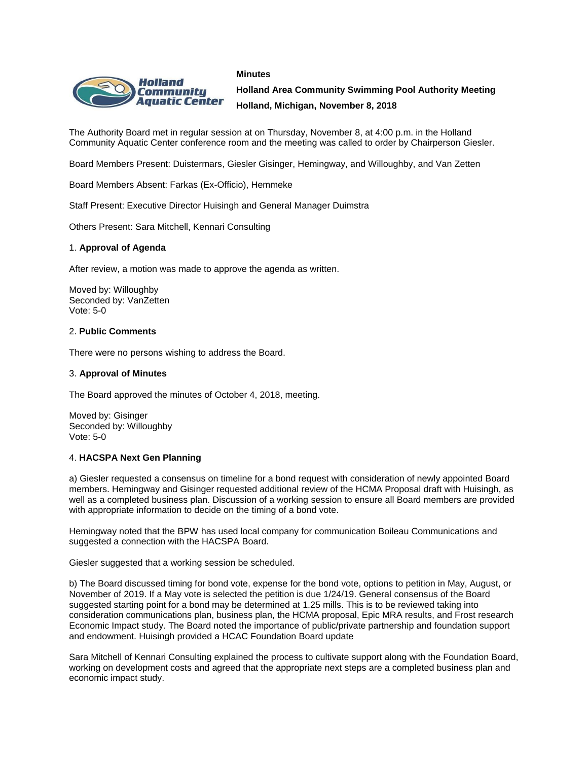**Minutes**

**Holland Area Community Swimming Pool Authority Meeting**

**Holland, Michigan, November 8, 2018**

The Authority Board met in regular session at on Thursday, November 8, at 4:00 p.m. in the Holland Community Aquatic Center conference room and the meeting was called to order by Chairperson Giesler.

Board Members Present: Duistermars, Giesler Gisinger, Hemingway, and Willoughby, and Van Zetten

Board Members Absent: Farkas (Ex-Officio), Hemmeke

Staff Present: Executive Director Huisingh and General Manager Duimstra

Others Present: Sara Mitchell, Kennari Consulting

1. **Approval of Agenda**

After review, a motion was made to approve the agenda as written.

Moved by: Willoughby
Seconded by: VanZetten
Vote: 5-0

2. **Public Comments**

There were no persons wishing to address the Board.

3. **Approval of Minutes**

The Board approved the minutes of October 4, 2018, meeting.

Moved by: Gisinger
Seconded by: Willoughby
Vote: 5-0

4. **HACSPA Next Gen Planning**

a) Giesler requested a consensus on timeline for a bond request with consideration of newly appointed Board members. Hemingway and Gisinger requested additional review of the HCMA Proposal draft with Huisingh, as well as a completed business plan. Discussion of a working session to ensure all Board members are provided with appropriate information to decide on the timing of a bond vote.

Hemingway noted that the BPW has used local company for communication Boileau Communications and suggested a connection with the HACSPA Board.

Giesler suggested that a working session be scheduled.

b) The Board discussed timing for bond vote, expense for the bond vote, options to petition in May, August, or November of 2019. If a May vote is selected the petition is due 1/24/19. General consensus of the Board suggested starting point for a bond may be determined at 1.25 mills. This is to be reviewed taking into consideration communications plan, business plan, the HCMA proposal, Epic MRA results, and Frost research Economic Impact study. The Board noted the importance of public/private partnership and foundation support and endowment. Huisingh provided a HCAC Foundation Board update

Sara Mitchell of Kennari Consulting explained the process to cultivate support along with the Foundation Board, working on development costs and agreed that the appropriate next steps are a completed business plan and economic impact study.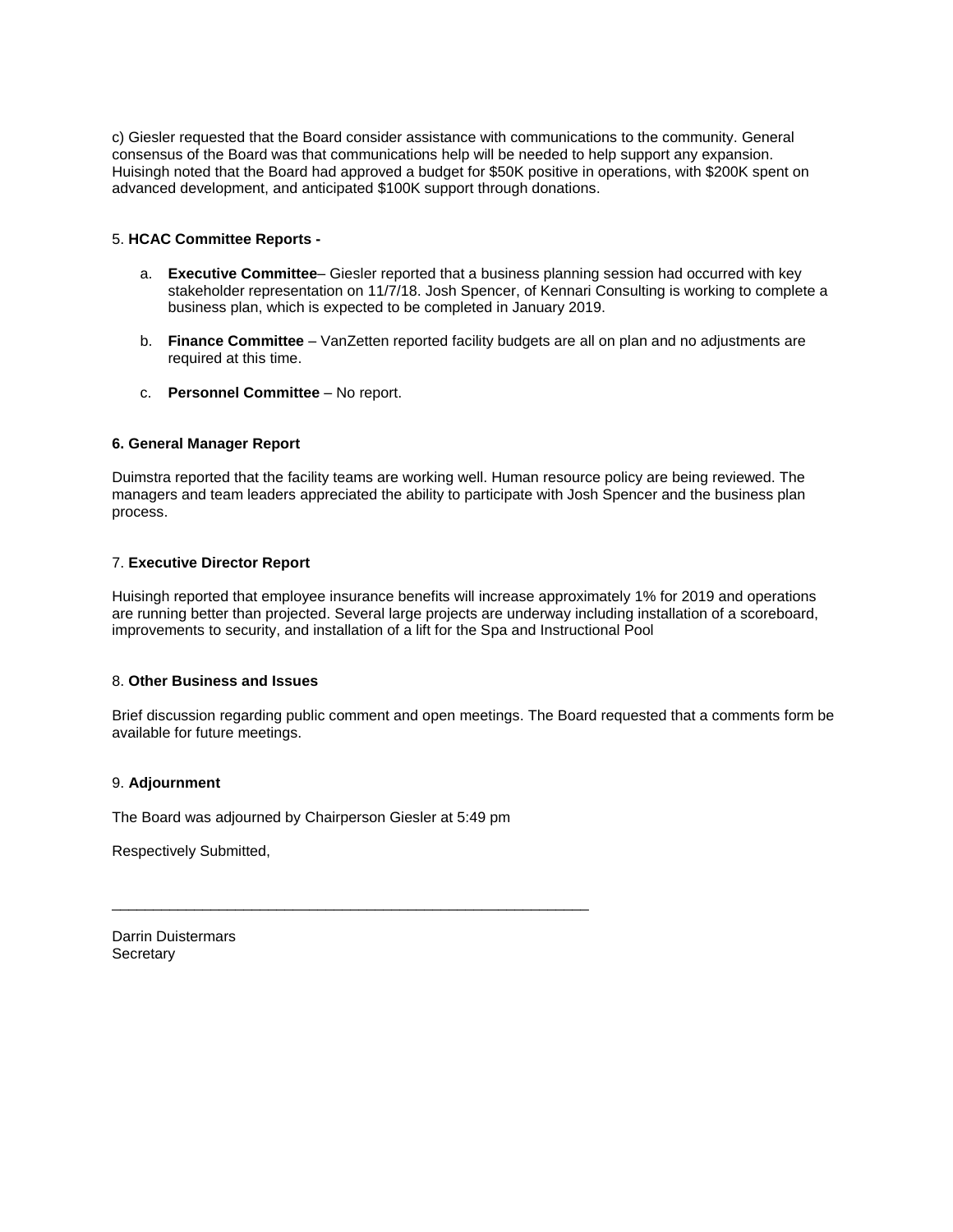c) Giesler requested that the Board consider assistance with communications to the community. General consensus of the Board was that communications help will be needed to help support any expansion. Huisingh noted that the Board had approved a budget for $50K positive in operations, with $200K spent on advanced development, and anticipated $100K support through donations.

5. **HCAC Committee Reports -**

a. **Executive Committee**– Giesler reported that a business planning session had occurred with key stakeholder representation on 11/7/18. Josh Spencer, of Kennari Consulting is working to complete a business plan, which is expected to be completed in January 2019.

b. **Finance Committee** – VanZetten reported facility budgets are all on plan and no adjustments are required at this time.

c. **Personnel Committee** – No report.

**6. General Manager Report**

Duimstra reported that the facility teams are working well. Human resource policy are being reviewed. The managers and team leaders appreciated the ability to participate with Josh Spencer and the business plan process.

7. **Executive Director Report**

Huisingh reported that employee insurance benefits will increase approximately 1% for 2019 and operations are running better than projected. Several large projects are underway including installation of a scoreboard, improvements to security, and installation of a lift for the Spa and Instructional Pool

8. **Other Business and Issues**

Brief discussion regarding public comment and open meetings. The Board requested that a comments form be available for future meetings.

9. **Adjournment**

The Board was adjourned by Chairperson Giesler at 5:49 pm

Respectively Submitted,

______________________________________________________________

Darrin Duistermars
Secretary